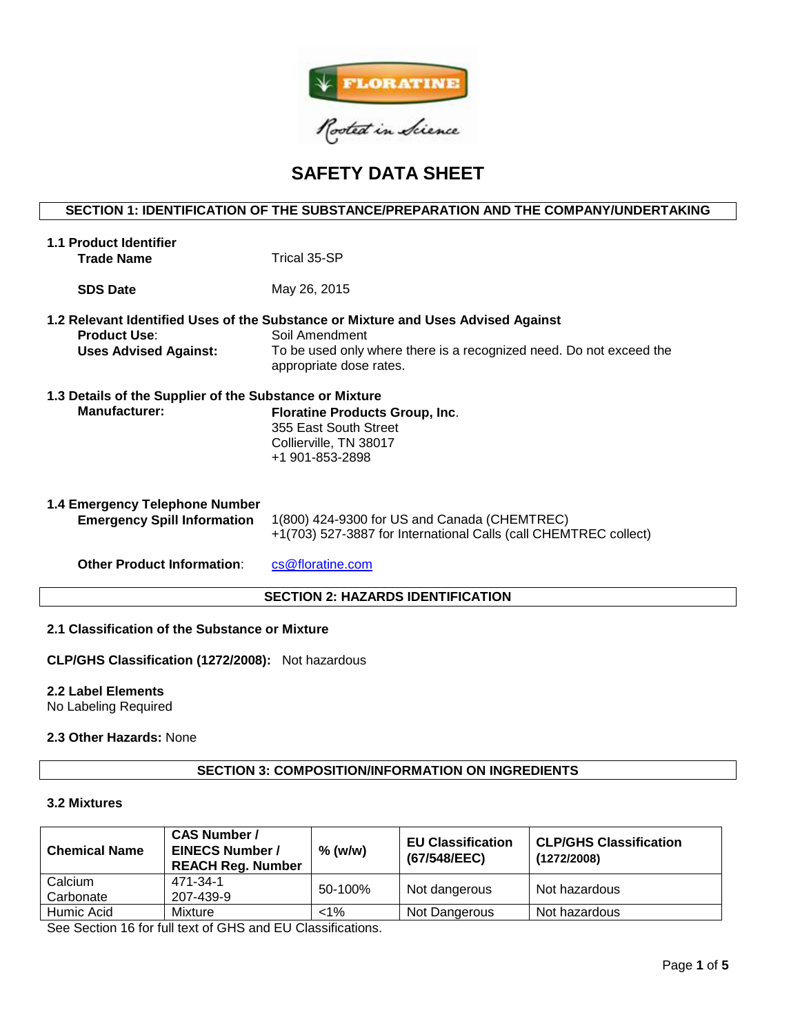FLORATINE

Rooted in Science

# SAFETY DATA SHEET

## SECTION 1: IDENTIFICATION OF THE SUBSTANCE/PREPARATION AND THE COMPANY/UNDERTAKING

**1.1 Product Identifier**

**Trade Name** Trical 35-SP

**SDS Date** May 26, 2015

**1.2 Relevant Identified Uses of the Substance or Mixture and Uses Advised Against**

**Product Use**: Soil Amendment

**Uses Advised Against:** To be used only where there is a recognized need. Do not exceed the appropriate dose rates.

**1.3 Details of the Supplier of the Substance or Mixture**

**Manufacturer:** **Floratine Products Group, Inc**.
355 East South Street
Collierville, TN 38017
+1 901-853-2898

**1.4 Emergency Telephone Number**

**Emergency Spill Information** 1(800) 424-9300 for US and Canada (CHEMTREC)
+1(703) 527-3887 for International Calls (call CHEMTREC collect)

**Other Product Information**: cs@floratine.com

## SECTION 2: HAZARDS IDENTIFICATION

**2.1 Classification of the Substance or Mixture**

**CLP/GHS Classification (1272/2008):** Not hazardous

**2.2 Label Elements**
No Labeling Required

**2.3 Other Hazards:** None

## SECTION 3: COMPOSITION/INFORMATION ON INGREDIENTS

**3.2 Mixtures**

| Chemical Name | CAS Number / EINECS Number / REACH Reg. Number | % (w/w) | EU Classification (67/548/EEC) | CLP/GHS Classification (1272/2008) |
|---|---|---|---|---|
| Calcium Carbonate | 471-34-1 207-439-9 | 50-100% | Not dangerous | Not hazardous |
| Humic Acid | Mixture | <1% | Not Dangerous | Not hazardous |

See Section 16 for full text of GHS and EU Classifications.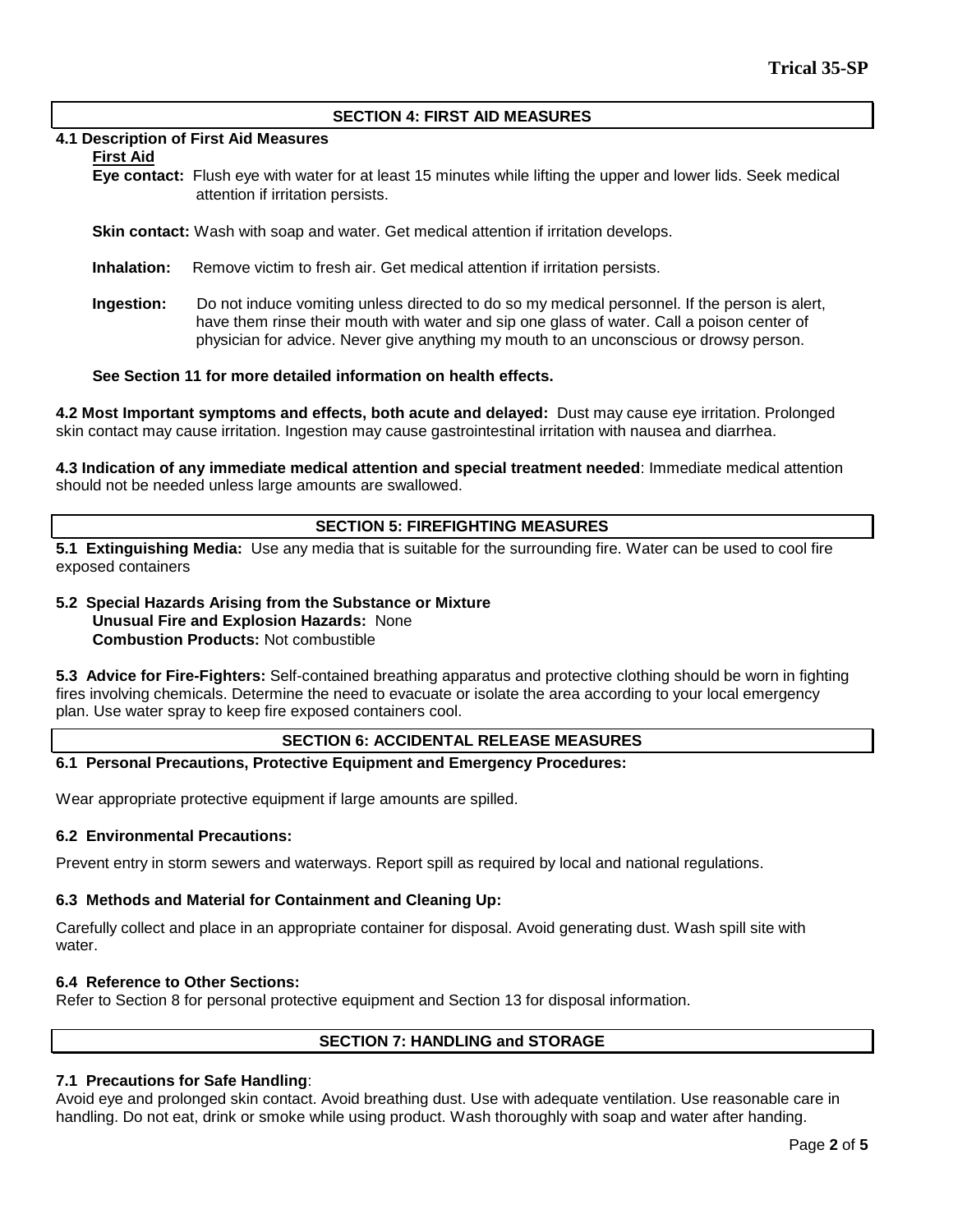## SECTION 4: FIRST AID MEASURES

**4.1 Description of First Aid Measures**

**First Aid**

**Eye contact:** Flush eye with water for at least 15 minutes while lifting the upper and lower lids. Seek medical attention if irritation persists.

**Skin contact:** Wash with soap and water. Get medical attention if irritation develops.

**Inhalation:** Remove victim to fresh air. Get medical attention if irritation persists.

**Ingestion:** Do not induce vomiting unless directed to do so my medical personnel. If the person is alert, have them rinse their mouth with water and sip one glass of water. Call a poison center of physician for advice. Never give anything my mouth to an unconscious or drowsy person.

**See Section 11 for more detailed information on health effects.**

**4.2 Most Important symptoms and effects, both acute and delayed:** Dust may cause eye irritation. Prolonged skin contact may cause irritation. Ingestion may cause gastrointestinal irritation with nausea and diarrhea.

**4.3 Indication of any immediate medical attention and special treatment needed**: Immediate medical attention should not be needed unless large amounts are swallowed.

## SECTION 5: FIREFIGHTING MEASURES

**5.1 Extinguishing Media:** Use any media that is suitable for the surrounding fire. Water can be used to cool fire exposed containers

**5.2 Special Hazards Arising from the Substance or Mixture**

**Unusual Fire and Explosion Hazards:** None

**Combustion Products:** Not combustible

**5.3 Advice for Fire-Fighters:** Self-contained breathing apparatus and protective clothing should be worn in fighting fires involving chemicals. Determine the need to evacuate or isolate the area according to your local emergency plan. Use water spray to keep fire exposed containers cool.

## SECTION 6: ACCIDENTAL RELEASE MEASURES

**6.1 Personal Precautions, Protective Equipment and Emergency Procedures:**

Wear appropriate protective equipment if large amounts are spilled.

**6.2 Environmental Precautions:**

Prevent entry in storm sewers and waterways. Report spill as required by local and national regulations.

**6.3 Methods and Material for Containment and Cleaning Up:**

Carefully collect and place in an appropriate container for disposal. Avoid generating dust. Wash spill site with water.

**6.4 Reference to Other Sections:**

Refer to Section 8 for personal protective equipment and Section 13 for disposal information.

## SECTION 7: HANDLING and STORAGE

**7.1 Precautions for Safe Handling**:

Avoid eye and prolonged skin contact. Avoid breathing dust. Use with adequate ventilation. Use reasonable care in handling. Do not eat, drink or smoke while using product. Wash thoroughly with soap and water after handing.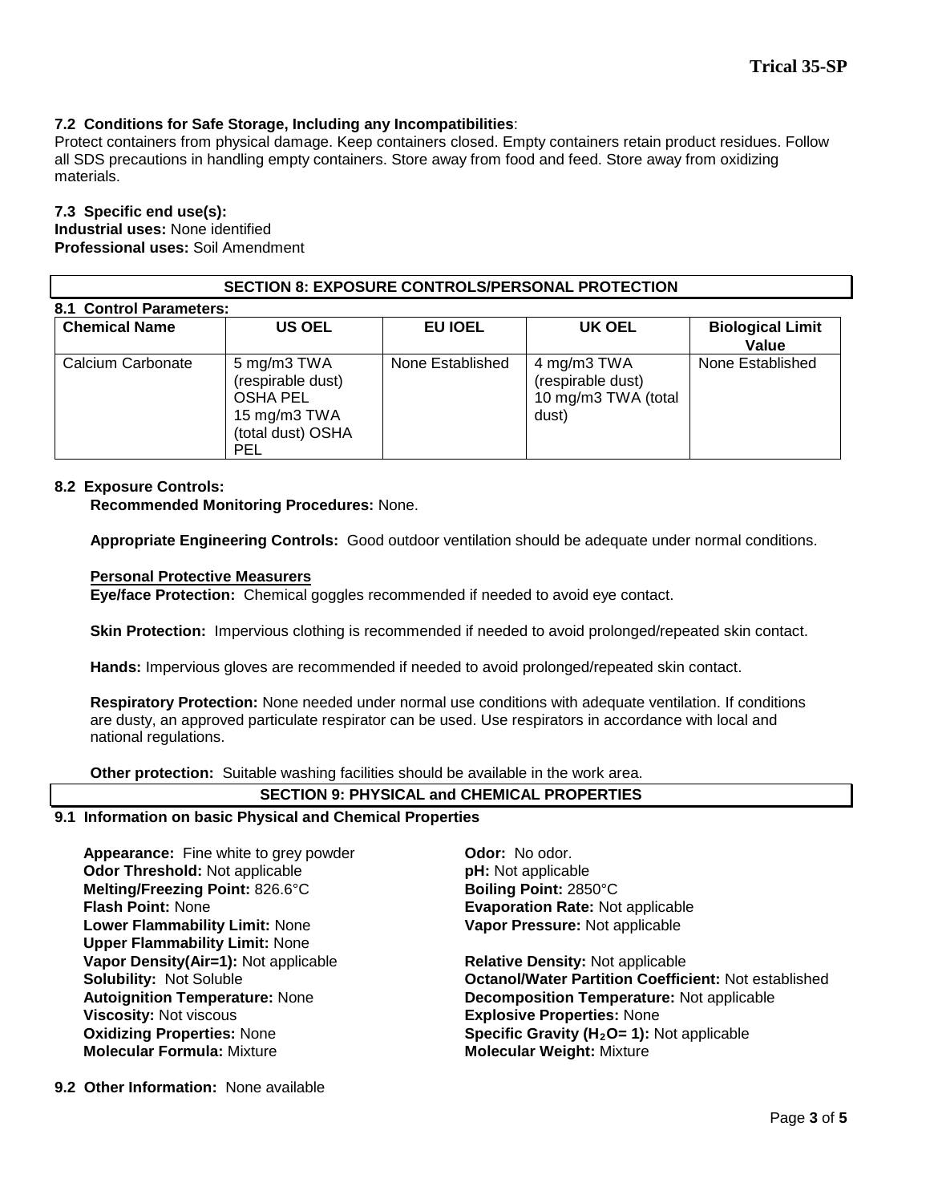**7.2 Conditions for Safe Storage, Including any Incompatibilities**:
Protect containers from physical damage. Keep containers closed. Empty containers retain product residues. Follow all SDS precautions in handling empty containers. Store away from food and feed. Store away from oxidizing materials.

**7.3 Specific end use(s):**
**Industrial uses:** None identified
**Professional uses:** Soil Amendment

## SECTION 8: EXPOSURE CONTROLS/PERSONAL PROTECTION

**8.1 Control Parameters:**

| Chemical Name | US OEL | EU IOEL | UK OEL | Biological Limit Value |
|---|---|---|---|---|
| Calcium Carbonate | 5 mg/m3 TWA (respirable dust) OSHA PEL 15 mg/m3 TWA (total dust) OSHA PEL | None Established | 4 mg/m3 TWA (respirable dust) 10 mg/m3 TWA (total dust) | None Established |

**8.2 Exposure Controls:**
**Recommended Monitoring Procedures:** None.

**Appropriate Engineering Controls:** Good outdoor ventilation should be adequate under normal conditions.

**Personal Protective Measurers**
**Eye/face Protection:** Chemical goggles recommended if needed to avoid eye contact.

**Skin Protection:** Impervious clothing is recommended if needed to avoid prolonged/repeated skin contact.

**Hands:** Impervious gloves are recommended if needed to avoid prolonged/repeated skin contact.

**Respiratory Protection:** None needed under normal use conditions with adequate ventilation. If conditions are dusty, an approved particulate respirator can be used. Use respirators in accordance with local and national regulations.

**Other protection:** Suitable washing facilities should be available in the work area.

## SECTION 9: PHYSICAL and CHEMICAL PROPERTIES

**9.1 Information on basic Physical and Chemical Properties**

**Appearance:** Fine white to grey powder
**Odor:** No odor.
**Odor Threshold:** Not applicable
**pH:** Not applicable
**Melting/Freezing Point:** 826.6°C
**Boiling Point:** 2850°C
**Flash Point:** None
**Evaporation Rate:** Not applicable
**Lower Flammability Limit:** None
**Vapor Pressure:** Not applicable
**Upper Flammability Limit:** None
**Vapor Density(Air=1):** Not applicable
**Relative Density:** Not applicable
**Solubility:** Not Soluble
**Octanol/Water Partition Coefficient:** Not established
**Autoignition Temperature:** None
**Decomposition Temperature:** Not applicable
**Viscosity:** Not viscous
**Explosive Properties:** None
**Oxidizing Properties:** None
**Specific Gravity ($H_2O$= 1):** Not applicable
**Molecular Formula:** Mixture
**Molecular Weight:** Mixture

**9.2 Other Information:** None available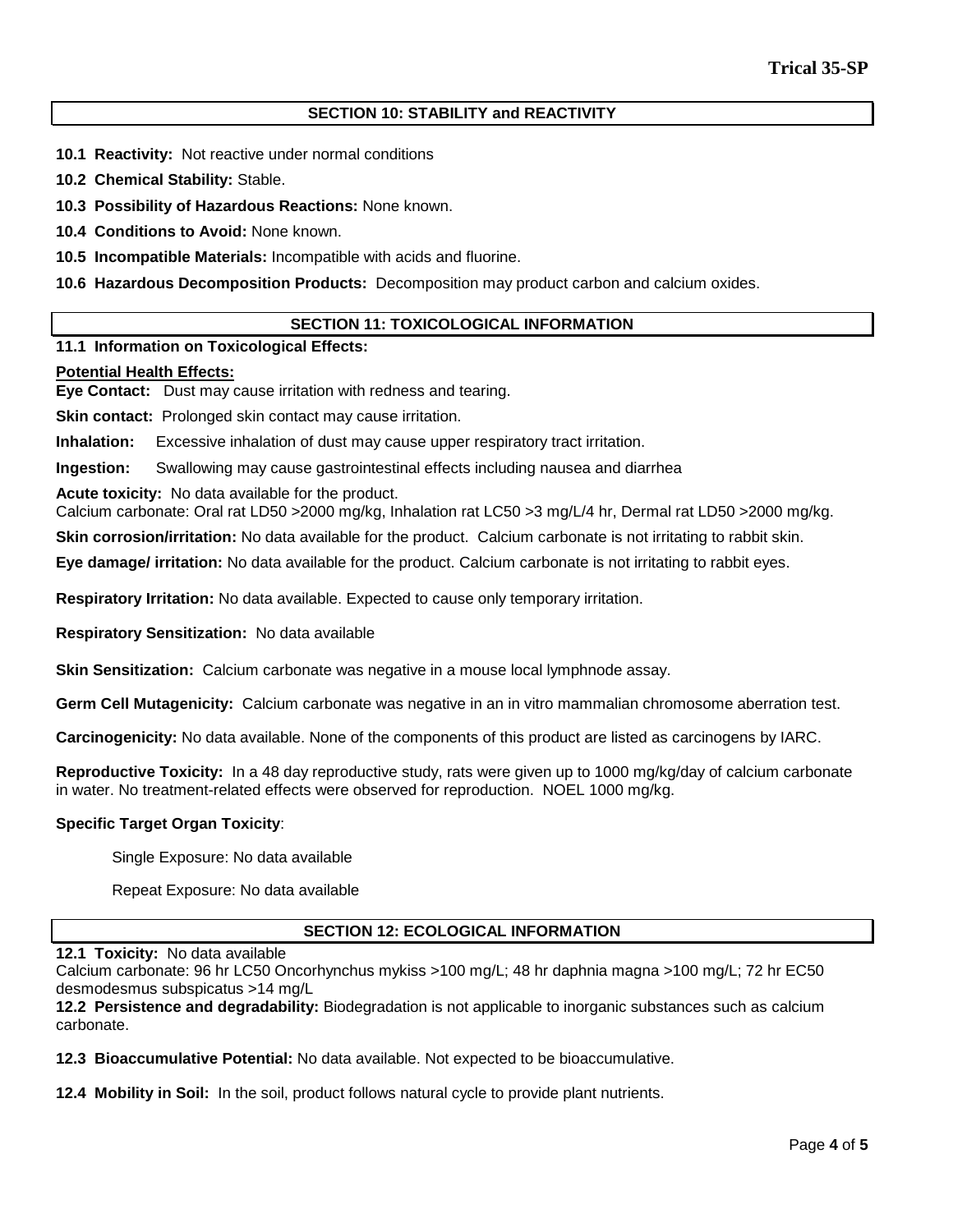## SECTION 10: STABILITY and REACTIVITY

**10.1 Reactivity:** Not reactive under normal conditions

**10.2 Chemical Stability:** Stable.

**10.3 Possibility of Hazardous Reactions:** None known.

**10.4 Conditions to Avoid:** None known.

**10.5 Incompatible Materials:** Incompatible with acids and fluorine.

**10.6 Hazardous Decomposition Products:** Decomposition may product carbon and calcium oxides.

## SECTION 11: TOXICOLOGICAL INFORMATION

**11.1 Information on Toxicological Effects:**

**Potential Health Effects:**

**Eye Contact:** Dust may cause irritation with redness and tearing.

**Skin contact:** Prolonged skin contact may cause irritation.

**Inhalation:** Excessive inhalation of dust may cause upper respiratory tract irritation.

**Ingestion:** Swallowing may cause gastrointestinal effects including nausea and diarrhea

**Acute toxicity:** No data available for the product.
Calcium carbonate: Oral rat LD50 >2000 mg/kg, Inhalation rat LC50 >3 mg/L/4 hr, Dermal rat LD50 >2000 mg/kg.

**Skin corrosion/irritation:** No data available for the product. Calcium carbonate is not irritating to rabbit skin.

**Eye damage/ irritation:** No data available for the product. Calcium carbonate is not irritating to rabbit eyes.

**Respiratory Irritation:** No data available. Expected to cause only temporary irritation.

**Respiratory Sensitization:** No data available

**Skin Sensitization:** Calcium carbonate was negative in a mouse local lymphnode assay.

**Germ Cell Mutagenicity:** Calcium carbonate was negative in an in vitro mammalian chromosome aberration test.

**Carcinogenicity:** No data available. None of the components of this product are listed as carcinogens by IARC.

**Reproductive Toxicity:** In a 48 day reproductive study, rats were given up to 1000 mg/kg/day of calcium carbonate in water. No treatment-related effects were observed for reproduction. NOEL 1000 mg/kg.

**Specific Target Organ Toxicity**:

Single Exposure: No data available

Repeat Exposure: No data available

## SECTION 12: ECOLOGICAL INFORMATION

**12.1 Toxicity:** No data available
Calcium carbonate: 96 hr LC50 Oncorhynchus mykiss >100 mg/L; 48 hr daphnia magna >100 mg/L; 72 hr EC50 desmodesmus subspicatus >14 mg/L

**12.2 Persistence and degradability:** Biodegradation is not applicable to inorganic substances such as calcium carbonate.

**12.3 Bioaccumulative Potential:** No data available. Not expected to be bioaccumulative.

**12.4 Mobility in Soil:** In the soil, product follows natural cycle to provide plant nutrients.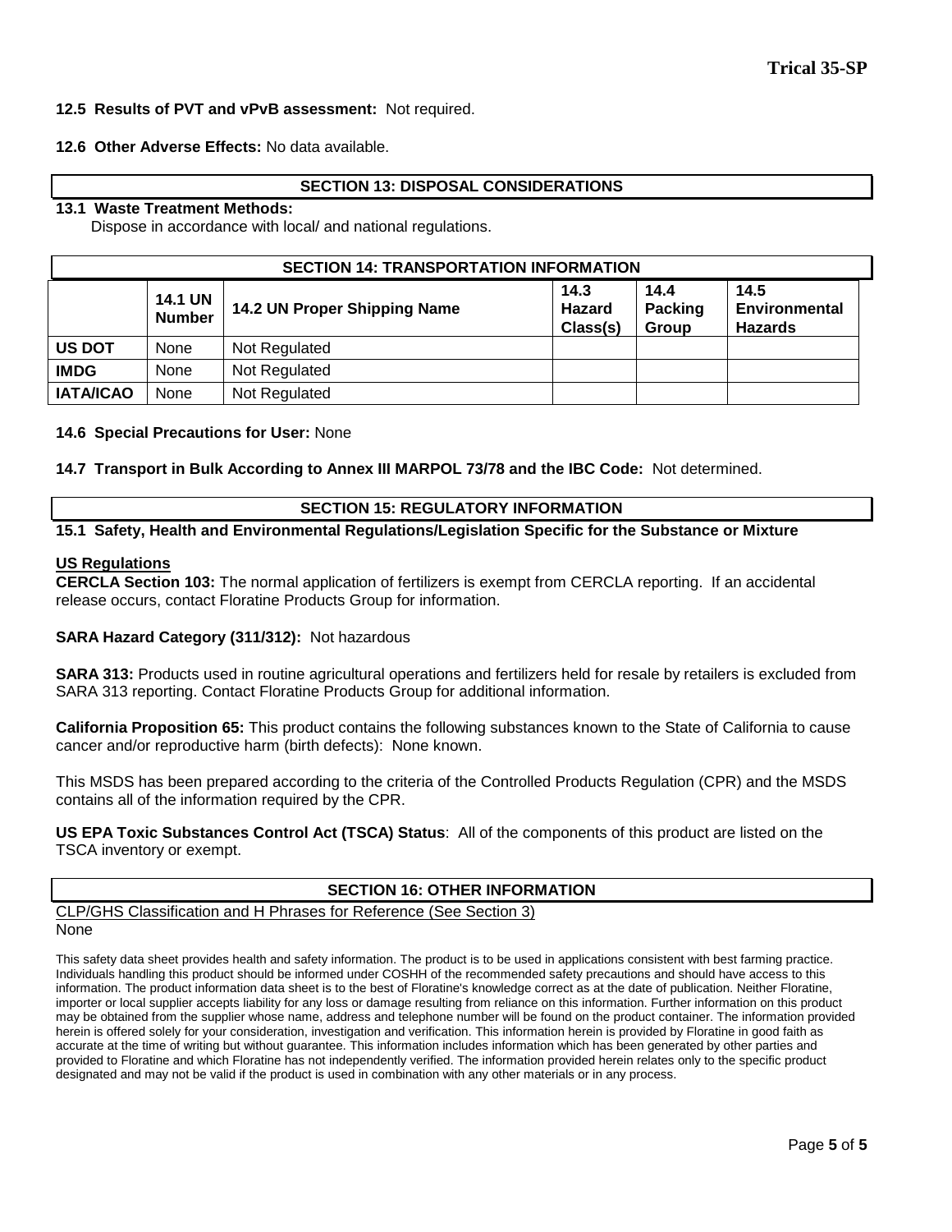**12.5 Results of PVT and vPvB assessment:** Not required.

**12.6 Other Adverse Effects:** No data available.

## SECTION 13: DISPOSAL CONSIDERATIONS

**13.1 Waste Treatment Methods:**

Dispose in accordance with local/ and national regulations.

## SECTION 14: TRANSPORTATION INFORMATION

| | 14.1 UN Number | 14.2 UN Proper Shipping Name | 14.3 Hazard Class(s) | 14.4 Packing Group | 14.5 Environmental Hazards |
|---|---|---|---|---|---|
| **US DOT** | None | Not Regulated | | | |
| **IMDG** | None | Not Regulated | | | |
| **IATA/ICAO** | None | Not Regulated | | | |

**14.6 Special Precautions for User:** None

**14.7 Transport in Bulk According to Annex III MARPOL 73/78 and the IBC Code:** Not determined.

## SECTION 15: REGULATORY INFORMATION

**15.1 Safety, Health and Environmental Regulations/Legislation Specific for the Substance or Mixture**

**US Regulations**

**CERCLA Section 103:** The normal application of fertilizers is exempt from CERCLA reporting. If an accidental release occurs, contact Floratine Products Group for information.

**SARA Hazard Category (311/312):** Not hazardous

**SARA 313:** Products used in routine agricultural operations and fertilizers held for resale by retailers is excluded from SARA 313 reporting. Contact Floratine Products Group for additional information.

**California Proposition 65:** This product contains the following substances known to the State of California to cause cancer and/or reproductive harm (birth defects): None known.

This MSDS has been prepared according to the criteria of the Controlled Products Regulation (CPR) and the MSDS contains all of the information required by the CPR.

**US EPA Toxic Substances Control Act (TSCA) Status**: All of the components of this product are listed on the TSCA inventory or exempt.

## SECTION 16: OTHER INFORMATION

CLP/GHS Classification and H Phrases for Reference (See Section 3)

None

This safety data sheet provides health and safety information. The product is to be used in applications consistent with best farming practice. Individuals handling this product should be informed under COSHH of the recommended safety precautions and should have access to this information. The product information data sheet is to the best of Floratine's knowledge correct as at the date of publication. Neither Floratine, importer or local supplier accepts liability for any loss or damage resulting from reliance on this information. Further information on this product may be obtained from the supplier whose name, address and telephone number will be found on the product container. The information provided herein is offered solely for your consideration, investigation and verification. This information herein is provided by Floratine in good faith as accurate at the time of writing but without guarantee. This information includes information which has been generated by other parties and provided to Floratine and which Floratine has not independently verified. The information provided herein relates only to the specific product designated and may not be valid if the product is used in combination with any other materials or in any process.